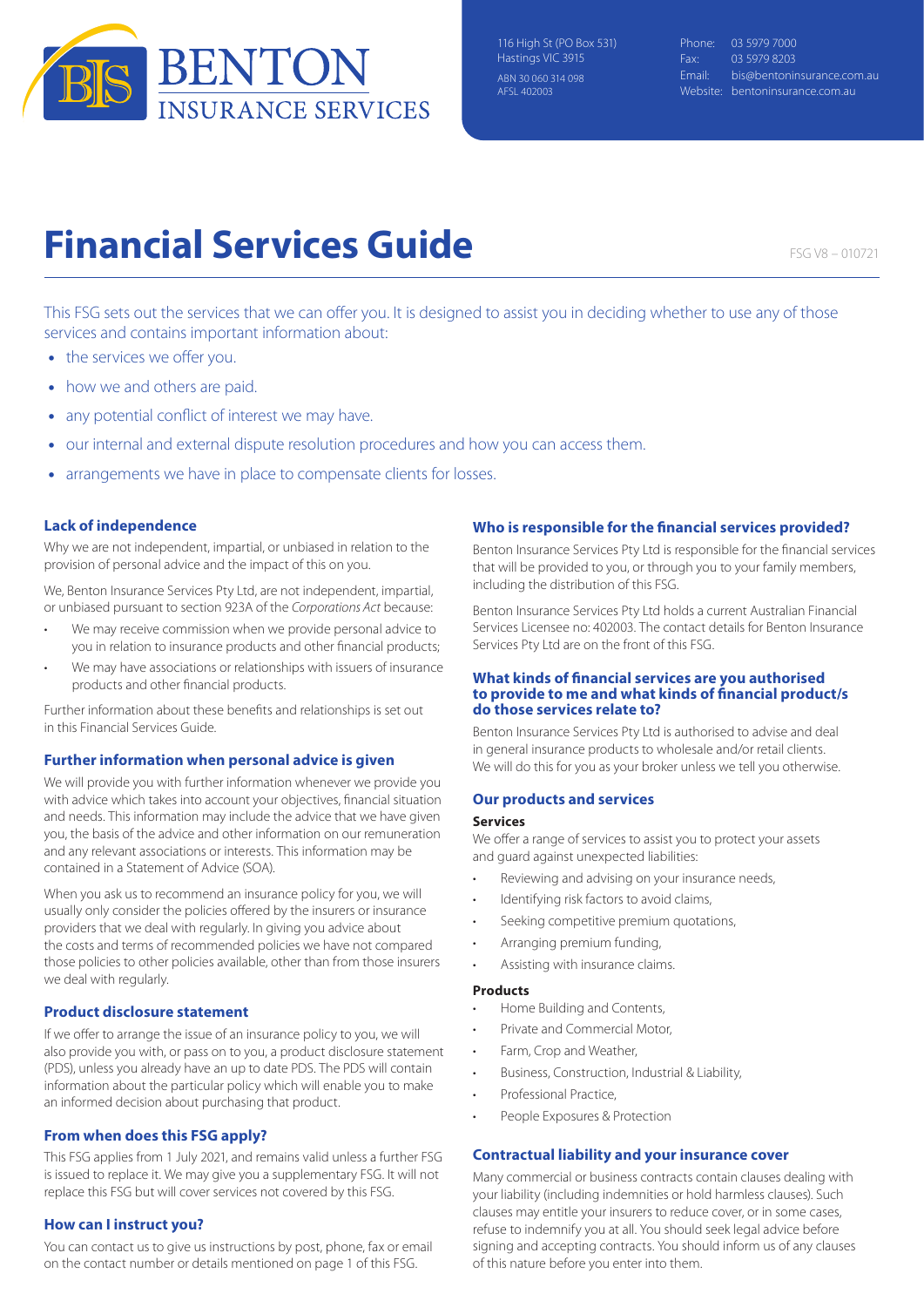BENTON INSURANCE SERVICES

116 High St (PO Box 531)
Hastings VIC 3915
ABN 30 060 314 098
AFSL 402003

Phone: 03 5979 7000
Fax: 03 5979 8203
Email: bis@bentoninsurance.com.au
Website: bentoninsurance.com.au

# Financial Services Guide

FSG V8 – 010721

This FSG sets out the services that we can offer you. It is designed to assist you in deciding whether to use any of those services and contains important information about:

- the services we offer you.
- how we and others are paid.
- any potential conflict of interest we may have.
- our internal and external dispute resolution procedures and how you can access them.
- arrangements we have in place to compensate clients for losses.

## Lack of independence

Why we are not independent, impartial, or unbiased in relation to the provision of personal advice and the impact of this on you.

We, Benton Insurance Services Pty Ltd, are not independent, impartial, or unbiased pursuant to section 923A of the *Corporations Act* because:

- We may receive commission when we provide personal advice to you in relation to insurance products and other financial products;
- We may have associations or relationships with issuers of insurance products and other financial products.

Further information about these benefits and relationships is set out in this Financial Services Guide.

## Further information when personal advice is given

We will provide you with further information whenever we provide you with advice which takes into account your objectives, financial situation and needs. This information may include the advice that we have given you, the basis of the advice and other information on our remuneration and any relevant associations or interests. This information may be contained in a Statement of Advice (SOA).

When you ask us to recommend an insurance policy for you, we will usually only consider the policies offered by the insurers or insurance providers that we deal with regularly. In giving you advice about the costs and terms of recommended policies we have not compared those policies to other policies available, other than from those insurers we deal with regularly.

## Product disclosure statement

If we offer to arrange the issue of an insurance policy to you, we will also provide you with, or pass on to you, a product disclosure statement (PDS), unless you already have an up to date PDS. The PDS will contain information about the particular policy which will enable you to make an informed decision about purchasing that product.

## From when does this FSG apply?

This FSG applies from 1 July 2021, and remains valid unless a further FSG is issued to replace it. We may give you a supplementary FSG. It will not replace this FSG but will cover services not covered by this FSG.

## How can I instruct you?

You can contact us to give us instructions by post, phone, fax or email on the contact number or details mentioned on page 1 of this FSG.

## Who is responsible for the financial services provided?

Benton Insurance Services Pty Ltd is responsible for the financial services that will be provided to you, or through you to your family members, including the distribution of this FSG.

Benton Insurance Services Pty Ltd holds a current Australian Financial Services Licensee no: 402003. The contact details for Benton Insurance Services Pty Ltd are on the front of this FSG.

## What kinds of financial services are you authorised to provide to me and what kinds of financial product/s do those services relate to?

Benton Insurance Services Pty Ltd is authorised to advise and deal in general insurance products to wholesale and/or retail clients. We will do this for you as your broker unless we tell you otherwise.

## Our products and services

**Services**

We offer a range of services to assist you to protect your assets and guard against unexpected liabilities:

- Reviewing and advising on your insurance needs,
- Identifying risk factors to avoid claims,
- Seeking competitive premium quotations,
- Arranging premium funding,
- Assisting with insurance claims.

**Products**

- Home Building and Contents,
- Private and Commercial Motor,
- Farm, Crop and Weather,
- Business, Construction, Industrial & Liability,
- Professional Practice,
- People Exposures & Protection

## Contractual liability and your insurance cover

Many commercial or business contracts contain clauses dealing with your liability (including indemnities or hold harmless clauses). Such clauses may entitle your insurers to reduce cover, or in some cases, refuse to indemnify you at all. You should seek legal advice before signing and accepting contracts. You should inform us of any clauses of this nature before you enter into them.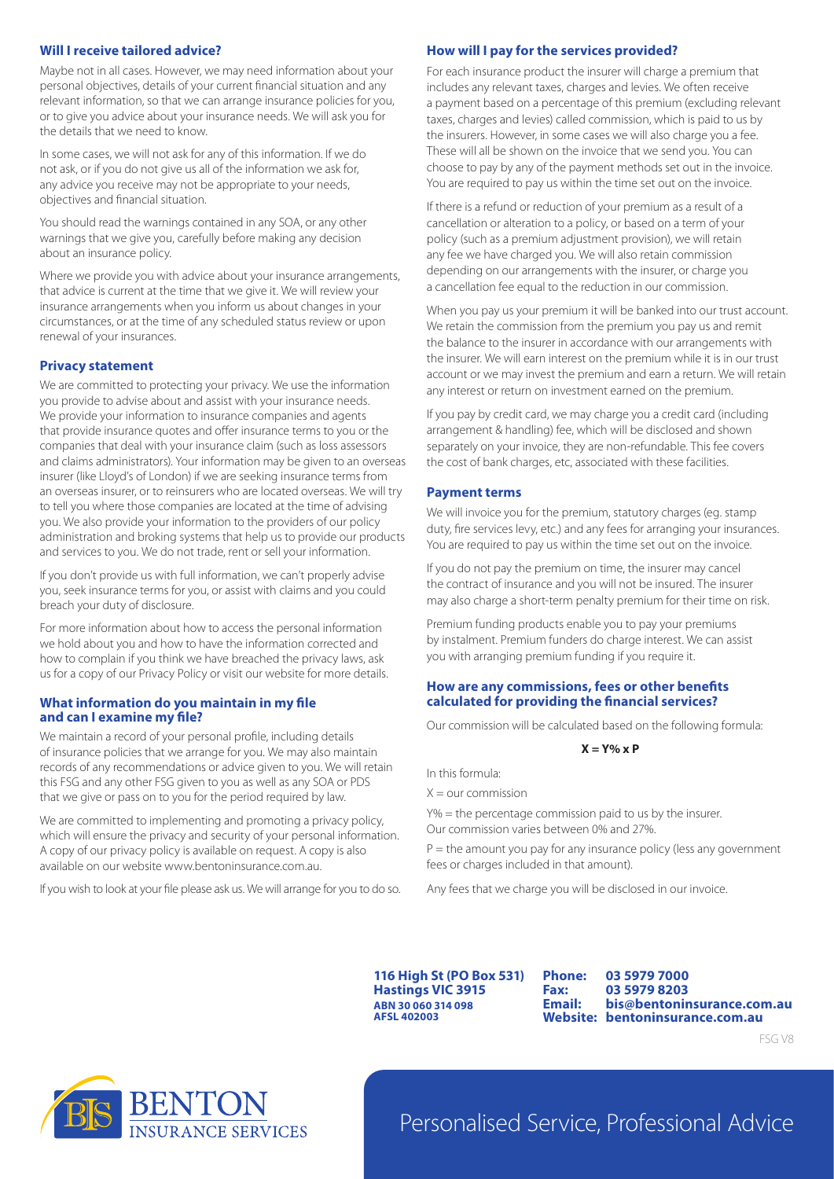## Will I receive tailored advice?

Maybe not in all cases. However, we may need information about your personal objectives, details of your current financial situation and any relevant information, so that we can arrange insurance policies for you, or to give you advice about your insurance needs. We will ask you for the details that we need to know.

In some cases, we will not ask for any of this information. If we do not ask, or if you do not give us all of the information we ask for, any advice you receive may not be appropriate to your needs, objectives and financial situation.

You should read the warnings contained in any SOA, or any other warnings that we give you, carefully before making any decision about an insurance policy.

Where we provide you with advice about your insurance arrangements, that advice is current at the time that we give it. We will review your insurance arrangements when you inform us about changes in your circumstances, or at the time of any scheduled status review or upon renewal of your insurances.

## Privacy statement

We are committed to protecting your privacy. We use the information you provide to advise about and assist with your insurance needs. We provide your information to insurance companies and agents that provide insurance quotes and offer insurance terms to you or the companies that deal with your insurance claim (such as loss assessors and claims administrators). Your information may be given to an overseas insurer (like Lloyd's of London) if we are seeking insurance terms from an overseas insurer, or to reinsurers who are located overseas. We will try to tell you where those companies are located at the time of advising you. We also provide your information to the providers of our policy administration and broking systems that help us to provide our products and services to you. We do not trade, rent or sell your information.

If you don't provide us with full information, we can't properly advise you, seek insurance terms for you, or assist with claims and you could breach your duty of disclosure.

For more information about how to access the personal information we hold about you and how to have the information corrected and how to complain if you think we have breached the privacy laws, ask us for a copy of our Privacy Policy or visit our website for more details.

## What information do you maintain in my file and can I examine my file?

We maintain a record of your personal profile, including details of insurance policies that we arrange for you. We may also maintain records of any recommendations or advice given to you. We will retain this FSG and any other FSG given to you as well as any SOA or PDS that we give or pass on to you for the period required by law.

We are committed to implementing and promoting a privacy policy, which will ensure the privacy and security of your personal information. A copy of our privacy policy is available on request. A copy is also available on our website www.bentoninsurance.com.au.

If you wish to look at your file please ask us. We will arrange for you to do so.

## How will I pay for the services provided?

For each insurance product the insurer will charge a premium that includes any relevant taxes, charges and levies. We often receive a payment based on a percentage of this premium (excluding relevant taxes, charges and levies) called commission, which is paid to us by the insurers. However, in some cases we will also charge you a fee. These will all be shown on the invoice that we send you. You can choose to pay by any of the payment methods set out in the invoice. You are required to pay us within the time set out on the invoice.

If there is a refund or reduction of your premium as a result of a cancellation or alteration to a policy, or based on a term of your policy (such as a premium adjustment provision), we will retain any fee we have charged you. We will also retain commission depending on our arrangements with the insurer, or charge you a cancellation fee equal to the reduction in our commission.

When you pay us your premium it will be banked into our trust account. We retain the commission from the premium you pay us and remit the balance to the insurer in accordance with our arrangements with the insurer. We will earn interest on the premium while it is in our trust account or we may invest the premium and earn a return. We will retain any interest or return on investment earned on the premium.

If you pay by credit card, we may charge you a credit card (including arrangement & handling) fee, which will be disclosed and shown separately on your invoice, they are non-refundable. This fee covers the cost of bank charges, etc, associated with these facilities.

## Payment terms

We will invoice you for the premium, statutory charges (eg. stamp duty, fire services levy, etc.) and any fees for arranging your insurances. You are required to pay us within the time set out on the invoice.

If you do not pay the premium on time, the insurer may cancel the contract of insurance and you will not be insured. The insurer may also charge a short-term penalty premium for their time on risk.

Premium funding products enable you to pay your premiums by instalment. Premium funders do charge interest. We can assist you with arranging premium funding if you require it.

## How are any commissions, fees or other benefits calculated for providing the financial services?

Our commission will be calculated based on the following formula:

$$X = Y\% \times P$$

In this formula:

X = our commission

Y% = the percentage commission paid to us by the insurer. Our commission varies between 0% and 27%.

P = the amount you pay for any insurance policy (less any government fees or charges included in that amount).

Any fees that we charge you will be disclosed in our invoice.

**116 High St (PO Box 531)**
**Hastings VIC 3915**
**ABN 30 060 314 098**
**AFSL 402003**

**Phone:** 03 5979 7000
**Fax:** 03 5979 8203
**Email:** bis@bentoninsurance.com.au
**Website:** bentoninsurance.com.au

FSG V8

BENTON INSURANCE SERVICES

Personalised Service, Professional Advice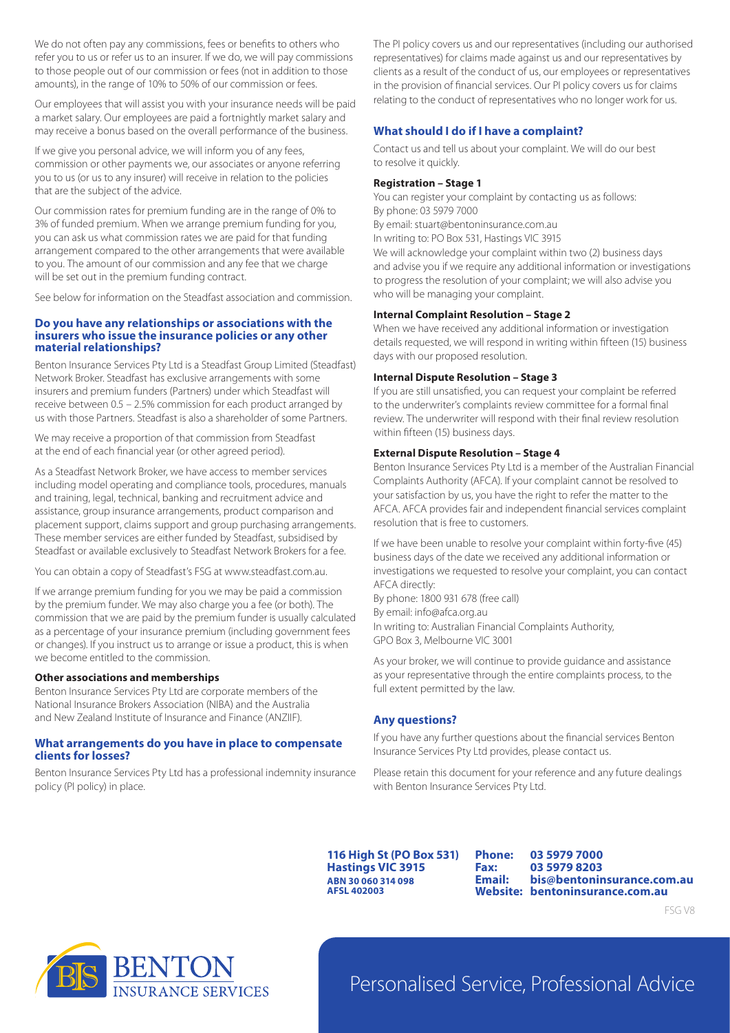We do not often pay any commissions, fees or benefits to others who refer you to us or refer us to an insurer. If we do, we will pay commissions to those people out of our commission or fees (not in addition to those amounts), in the range of 10% to 50% of our commission or fees.

Our employees that will assist you with your insurance needs will be paid a market salary. Our employees are paid a fortnightly market salary and may receive a bonus based on the overall performance of the business.

If we give you personal advice, we will inform you of any fees, commission or other payments we, our associates or anyone referring you to us (or us to any insurer) will receive in relation to the policies that are the subject of the advice.

Our commission rates for premium funding are in the range of 0% to 3% of funded premium. When we arrange premium funding for you, you can ask us what commission rates we are paid for that funding arrangement compared to the other arrangements that were available to you. The amount of our commission and any fee that we charge will be set out in the premium funding contract.

See below for information on the Steadfast association and commission.

### Do you have any relationships or associations with the insurers who issue the insurance policies or any other material relationships?

Benton Insurance Services Pty Ltd is a Steadfast Group Limited (Steadfast) Network Broker. Steadfast has exclusive arrangements with some insurers and premium funders (Partners) under which Steadfast will receive between 0.5 – 2.5% commission for each product arranged by us with those Partners. Steadfast is also a shareholder of some Partners.

We may receive a proportion of that commission from Steadfast at the end of each financial year (or other agreed period).

As a Steadfast Network Broker, we have access to member services including model operating and compliance tools, procedures, manuals and training, legal, technical, banking and recruitment advice and assistance, group insurance arrangements, product comparison and placement support, claims support and group purchasing arrangements. These member services are either funded by Steadfast, subsidised by Steadfast or available exclusively to Steadfast Network Brokers for a fee.

You can obtain a copy of Steadfast's FSG at www.steadfast.com.au.

If we arrange premium funding for you we may be paid a commission by the premium funder. We may also charge you a fee (or both). The commission that we are paid by the premium funder is usually calculated as a percentage of your insurance premium (including government fees or changes). If you instruct us to arrange or issue a product, this is when we become entitled to the commission.

#### Other associations and memberships

Benton Insurance Services Pty Ltd are corporate members of the National Insurance Brokers Association (NIBA) and the Australia and New Zealand Institute of Insurance and Finance (ANZIIF).

### What arrangements do you have in place to compensate clients for losses?

Benton Insurance Services Pty Ltd has a professional indemnity insurance policy (PI policy) in place.

The PI policy covers us and our representatives (including our authorised representatives) for claims made against us and our representatives by clients as a result of the conduct of us, our employees or representatives in the provision of financial services. Our PI policy covers us for claims relating to the conduct of representatives who no longer work for us.

### What should I do if I have a complaint?

Contact us and tell us about your complaint. We will do our best to resolve it quickly.

#### Registration – Stage 1

You can register your complaint by contacting us as follows:
By phone: 03 5979 7000
By email: stuart@bentoninsurance.com.au
In writing to: PO Box 531, Hastings VIC 3915
We will acknowledge your complaint within two (2) business days and advise you if we require any additional information or investigations to progress the resolution of your complaint; we will also advise you who will be managing your complaint.

#### Internal Complaint Resolution – Stage 2

When we have received any additional information or investigation details requested, we will respond in writing within fifteen (15) business days with our proposed resolution.

#### Internal Dispute Resolution – Stage 3

If you are still unsatisfied, you can request your complaint be referred to the underwriter's complaints review committee for a formal final review. The underwriter will respond with their final review resolution within fifteen (15) business days.

#### External Dispute Resolution – Stage 4

Benton Insurance Services Pty Ltd is a member of the Australian Financial Complaints Authority (AFCA). If your complaint cannot be resolved to your satisfaction by us, you have the right to refer the matter to the AFCA. AFCA provides fair and independent financial services complaint resolution that is free to customers.

If we have been unable to resolve your complaint within forty-five (45) business days of the date we received any additional information or investigations we requested to resolve your complaint, you can contact AFCA directly:
By phone: 1800 931 678 (free call)
By email: info@afca.org.au
In writing to: Australian Financial Complaints Authority, GPO Box 3, Melbourne VIC 3001

As your broker, we will continue to provide guidance and assistance as your representative through the entire complaints process, to the full extent permitted by the law.

### Any questions?

If you have any further questions about the financial services Benton Insurance Services Pty Ltd provides, please contact us.

Please retain this document for your reference and any future dealings with Benton Insurance Services Pty Ltd.

**116 High St (PO Box 531)**
**Hastings VIC 3915**
**ABN 30 060 314 098**
**AFSL 402003**

**Phone:** 03 5979 7000
**Fax:** 03 5979 8203
**Email:** bis@bentoninsurance.com.au
**Website:** bentoninsurance.com.au

FSG V8

BIS BENTON INSURANCE SERVICES

Personalised Service, Professional Advice